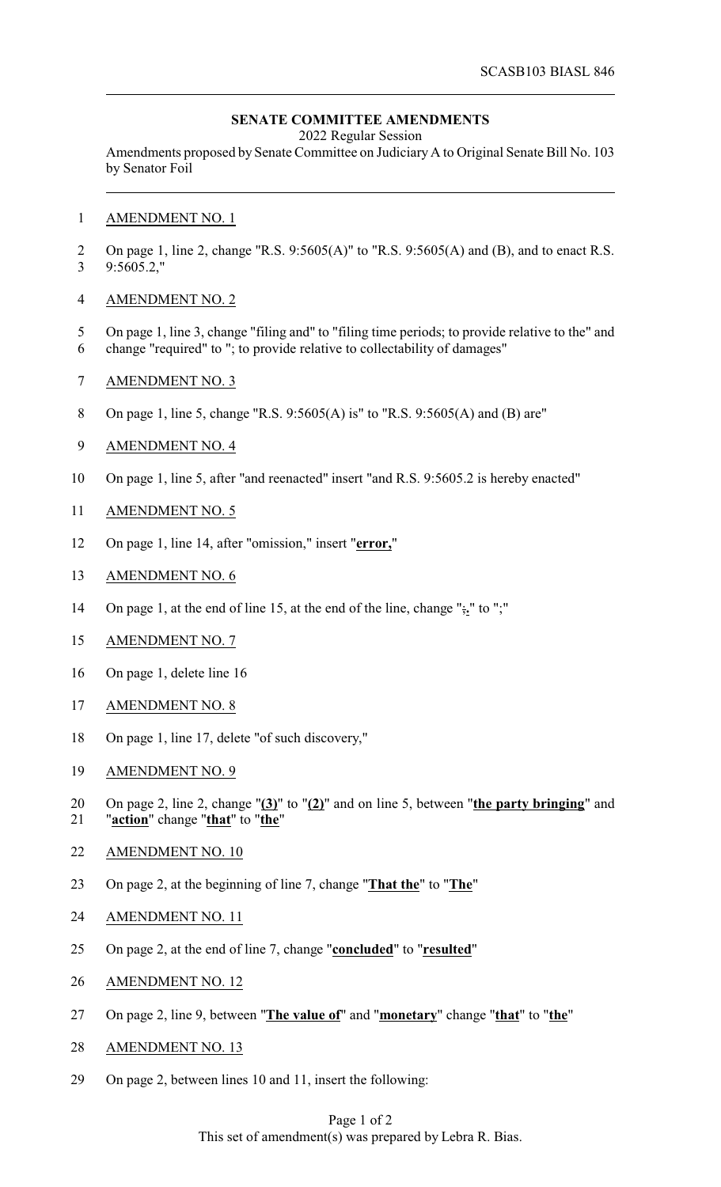SCASB103 BIASL 846

**SENATE COMMITTEE AMENDMENTS**

2022 Regular Session

Amendments proposed by Senate Committee on Judiciary A to Original Senate Bill No. 103 by Senator Foil

AMENDMENT NO. 1

On page 1, line 2, change "R.S. 9:5605(A)" to "R.S. 9:5605(A) and (B), and to enact R.S. 9:5605.2,"

AMENDMENT NO. 2

On page 1, line 3, change "filing and" to "filing time periods; to provide relative to the" and change "required" to "; to provide relative to collectability of damages"

AMENDMENT NO. 3

On page 1, line 5, change "R.S. 9:5605(A) is" to "R.S. 9:5605(A) and (B) are"

AMENDMENT NO. 4

On page 1, line 5, after "and reenacted" insert "and R.S. 9:5605.2 is hereby enacted"

AMENDMENT NO. 5

On page 1, line 14, after "omission," insert "**error,**"

AMENDMENT NO. 6

On page 1, at the end of line 15, at the end of the line, change "~~;~~**.**" to ";"

AMENDMENT NO. 7

On page 1, delete line 16

AMENDMENT NO. 8

On page 1, line 17, delete "of such discovery,"

AMENDMENT NO. 9

On page 2, line 2, change "**(3)**" to "**(2)**" and on line 5, between "**the party bringing**" and "**action**" change "**that**" to "**the**"

AMENDMENT NO. 10

On page 2, at the beginning of line 7, change "**That the**" to "**The**"

AMENDMENT NO. 11

On page 2, at the end of line 7, change "**concluded**" to "**resulted**"

AMENDMENT NO. 12

On page 2, line 9, between "**The value of**" and "**monetary**" change "**that**" to "**the**"

AMENDMENT NO. 13

On page 2, between lines 10 and 11, insert the following:

This set of amendment(s) was prepared by Lebra R. Bias.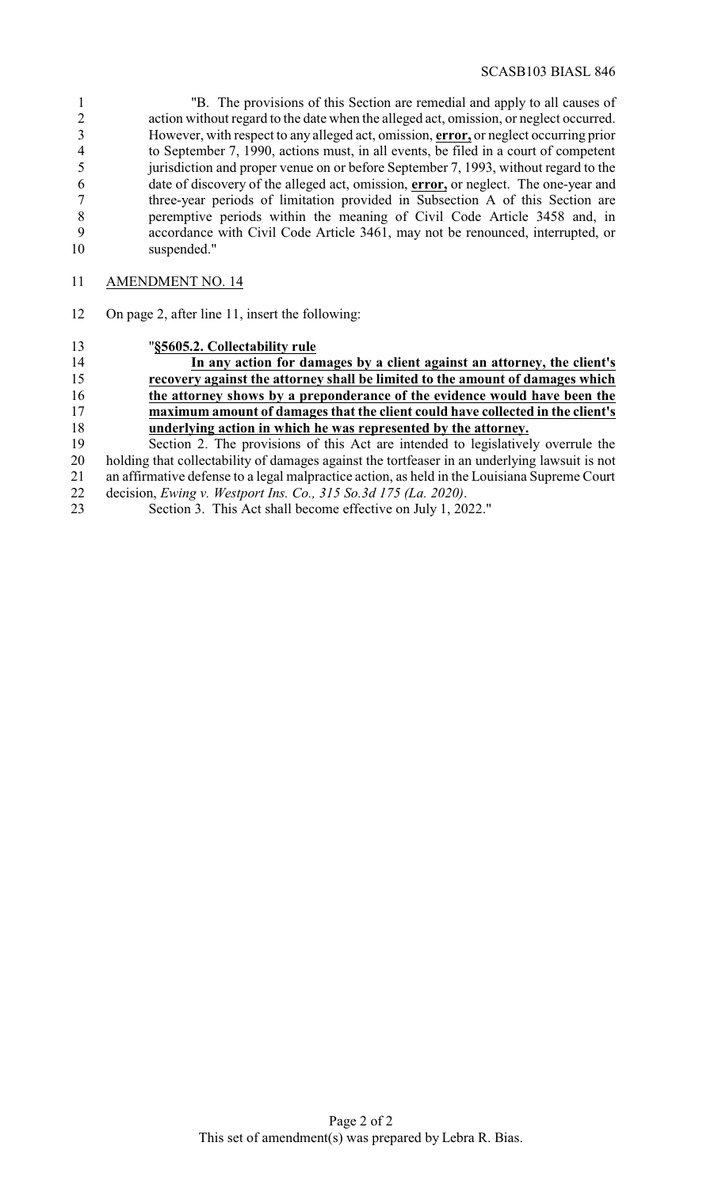"B. The provisions of this Section are remedial and apply to all causes of action without regard to the date when the alleged act, omission, or neglect occurred. However, with respect to any alleged act, omission, **error,** or neglect occurring prior to September 7, 1990, actions must, in all events, be filed in a court of competent jurisdiction and proper venue on or before September 7, 1993, without regard to the date of discovery of the alleged act, omission, **error,** or neglect. The one-year and three-year periods of limitation provided in Subsection A of this Section are peremptive periods within the meaning of Civil Code Article 3458 and, in accordance with Civil Code Article 3461, may not be renounced, interrupted, or suspended."

AMENDMENT NO. 14

On page 2, after line 11, insert the following:

"**§5605.2. Collectability rule**

**In any action for damages by a client against an attorney, the client's recovery against the attorney shall be limited to the amount of damages which the attorney shows by a preponderance of the evidence would have been the maximum amount of damages that the client could have collected in the client's underlying action in which he was represented by the attorney.**

Section 2. The provisions of this Act are intended to legislatively overrule the holding that collectability of damages against the tortfeaser in an underlying lawsuit is not an affirmative defense to a legal malpractice action, as held in the Louisiana Supreme Court decision, *Ewing v. Westport Ins. Co., 315 So.3d 175 (La. 2020)*.

Section 3. This Act shall become effective on July 1, 2022."

This set of amendment(s) was prepared by Lebra R. Bias.